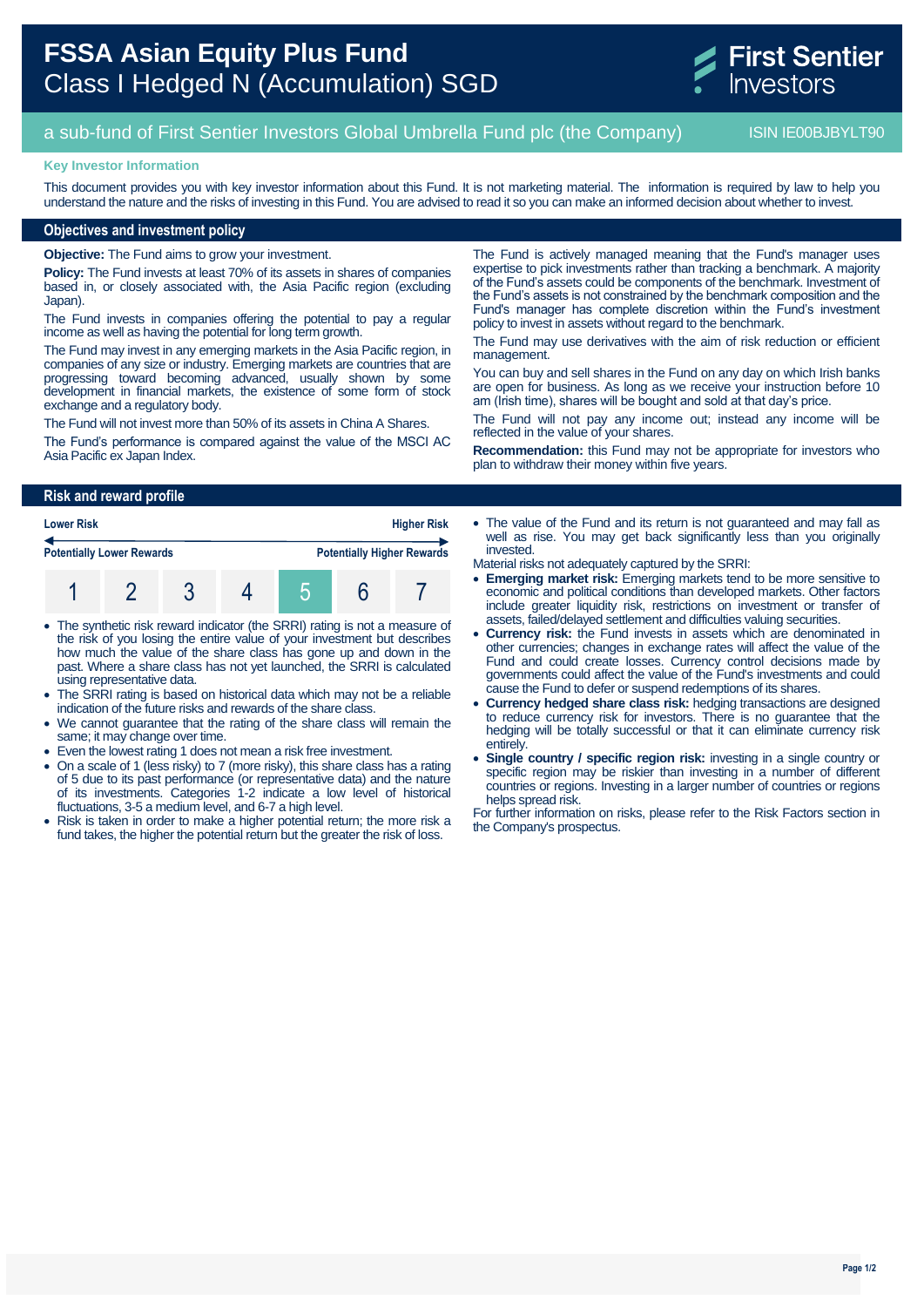# FSSA Asian Equity Plus Fund
## Class I Hedged N (Accumulation) SGD

First Sentier Investors

a sub-fund of First Sentier Investors Global Umbrella Fund plc (the Company)

ISIN IE00BJBYLT90

**Key Investor Information**

This document provides you with key investor information about this Fund. It is not marketing material. The information is required by law to help you understand the nature and the risks of investing in this Fund. You are advised to read it so you can make an informed decision about whether to invest.

## Objectives and investment policy

**Objective:** The Fund aims to grow your investment.

**Policy:** The Fund invests at least 70% of its assets in shares of companies based in, or closely associated with, the Asia Pacific region (excluding Japan).

The Fund invests in companies offering the potential to pay a regular income as well as having the potential for long term growth.

The Fund may invest in any emerging markets in the Asia Pacific region, in companies of any size or industry. Emerging markets are countries that are progressing toward becoming advanced, usually shown by some development in financial markets, the existence of some form of stock exchange and a regulatory body.

The Fund will not invest more than 50% of its assets in China A Shares.

The Fund's performance is compared against the value of the MSCI AC Asia Pacific ex Japan Index.

The Fund is actively managed meaning that the Fund's manager uses expertise to pick investments rather than tracking a benchmark. A majority of the Fund's assets could be components of the benchmark. Investment of the Fund's assets is not constrained by the benchmark composition and the Fund's manager has complete discretion within the Fund's investment policy to invest in assets without regard to the benchmark.

The Fund may use derivatives with the aim of risk reduction or efficient management.

You can buy and sell shares in the Fund on any day on which Irish banks are open for business. As long as we receive your instruction before 10 am (Irish time), shares will be bought and sold at that day's price.

The Fund will not pay any income out; instead any income will be reflected in the value of your shares.

**Recommendation:** this Fund may not be appropriate for investors who plan to withdraw their money within five years.

## Risk and reward profile

| Lower Risk | | | | | | Higher Risk |
|---|---|---|---|---|---|---|
| Potentially Lower Rewards | | | | | | Potentially Higher Rewards |
| 1 | 2 | 3 | 4 | **5** | 6 | 7 |

- The synthetic risk reward indicator (the SRRI) rating is not a measure of the risk of you losing the entire value of your investment but describes how much the value of the share class has gone up and down in the past. Where a share class has not yet launched, the SRRI is calculated using representative data.
- The SRRI rating is based on historical data which may not be a reliable indication of the future risks and rewards of the share class.
- We cannot guarantee that the rating of the share class will remain the same; it may change over time.
- Even the lowest rating 1 does not mean a risk free investment.
- On a scale of 1 (less risky) to 7 (more risky), this share class has a rating of 5 due to its past performance (or representative data) and the nature of its investments. Categories 1-2 indicate a low level of historical fluctuations, 3-5 a medium level, and 6-7 a high level.
- Risk is taken in order to make a higher potential return; the more risk a fund takes, the higher the potential return but the greater the risk of loss.
- The value of the Fund and its return is not guaranteed and may fall as well as rise. You may get back significantly less than you originally invested.

Material risks not adequately captured by the SRRI:

- **Emerging market risk:** Emerging markets tend to be more sensitive to economic and political conditions than developed markets. Other factors include greater liquidity risk, restrictions on investment or transfer of assets, failed/delayed settlement and difficulties valuing securities.
- **Currency risk:** the Fund invests in assets which are denominated in other currencies; changes in exchange rates will affect the value of the Fund and could create losses. Currency control decisions made by governments could affect the value of the Fund's investments and could cause the Fund to defer or suspend redemptions of its shares.
- **Currency hedged share class risk:** hedging transactions are designed to reduce currency risk for investors. There is no guarantee that the hedging will be totally successful or that it can eliminate currency risk entirely.
- **Single country / specific region risk:** investing in a single country or specific region may be riskier than investing in a number of different countries or regions. Investing in a larger number of countries or regions helps spread risk.

For further information on risks, please refer to the Risk Factors section in the Company's prospectus.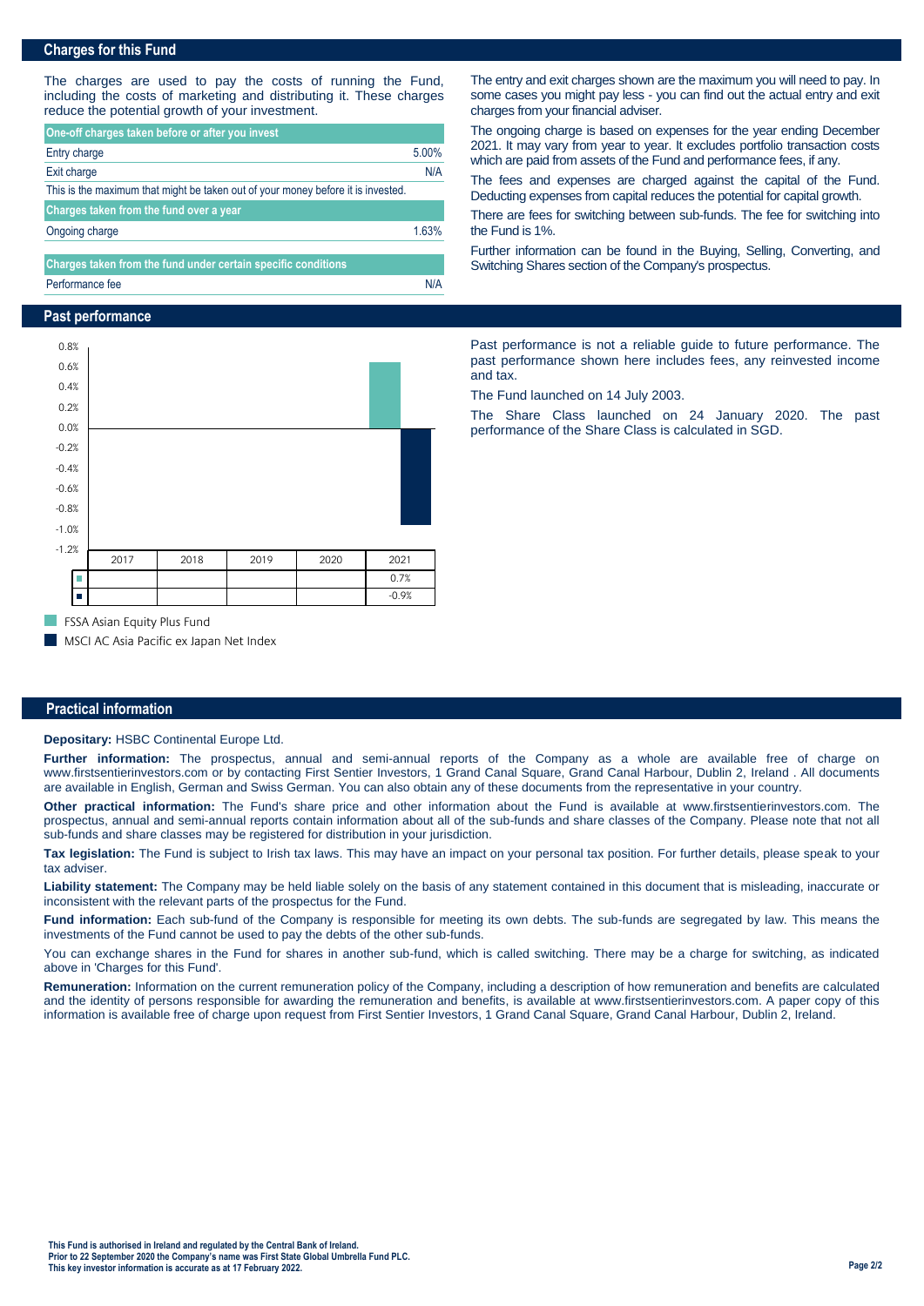## Charges for this Fund

The charges are used to pay the costs of running the Fund, including the costs of marketing and distributing it. These charges reduce the potential growth of your investment.

| One-off charges taken before or after you invest | |
|---|---|
| Entry charge | 5.00% |
| Exit charge | N/A |
| This is the maximum that might be taken out of your money before it is invested. | |
| **Charges taken from the fund over a year** | |
| Ongoing charge | 1.63% |
| **Charges taken from the fund under certain specific conditions** | |
| Performance fee | N/A |

The entry and exit charges shown are the maximum you will need to pay. In some cases you might pay less - you can find out the actual entry and exit charges from your financial adviser.

The ongoing charge is based on expenses for the year ending December 2021. It may vary from year to year. It excludes portfolio transaction costs which are paid from assets of the Fund and performance fees, if any.

The fees and expenses are charged against the capital of the Fund. Deducting expenses from capital reduces the potential for capital growth.

There are fees for switching between sub-funds. The fee for switching into the Fund is 1%.

Further information can be found in the Buying, Selling, Converting, and Switching Shares section of the Company's prospectus.

## Past performance

0.8%
0.6%
0.4%
0.2%
0.0%
-0.2%
-0.4%
-0.6%
-0.8%
-1.0%
-1.2%

2017 2018 2019 2020 2021

FSSA Asian Equity Plus Fund: 2021: 0.7%

MSCI AC Asia Pacific ex Japan Net Index: 2021: -0.9%

Past performance is not a reliable guide to future performance. The past performance shown here includes fees, any reinvested income and tax.

The Fund launched on 14 July 2003.

The Share Class launched on 24 January 2020. The past performance of the Share Class is calculated in SGD.

## Practical information

**Depositary:** HSBC Continental Europe Ltd.

**Further information:** The prospectus, annual and semi-annual reports of the Company as a whole are available free of charge on www.firstsentierinvestors.com or by contacting First Sentier Investors, 1 Grand Canal Square, Grand Canal Harbour, Dublin 2, Ireland . All documents are available in English, German and Swiss German. You can also obtain any of these documents from the representative in your country.

**Other practical information:** The Fund's share price and other information about the Fund is available at www.firstsentierinvestors.com. The prospectus, annual and semi-annual reports contain information about all of the sub-funds and share classes of the Company. Please note that not all sub-funds and share classes may be registered for distribution in your jurisdiction.

**Tax legislation:** The Fund is subject to Irish tax laws. This may have an impact on your personal tax position. For further details, please speak to your tax adviser.

**Liability statement:** The Company may be held liable solely on the basis of any statement contained in this document that is misleading, inaccurate or inconsistent with the relevant parts of the prospectus for the Fund.

**Fund information:** Each sub-fund of the Company is responsible for meeting its own debts. The sub-funds are segregated by law. This means the investments of the Fund cannot be used to pay the debts of the other sub-funds.

You can exchange shares in the Fund for shares in another sub-fund, which is called switching. There may be a charge for switching, as indicated above in 'Charges for this Fund'.

**Remuneration:** Information on the current remuneration policy of the Company, including a description of how remuneration and benefits are calculated and the identity of persons responsible for awarding the remuneration and benefits, is available at www.firstsentierinvestors.com. A paper copy of this information is available free of charge upon request from First Sentier Investors, 1 Grand Canal Square, Grand Canal Harbour, Dublin 2, Ireland.

**This Fund is authorised in Ireland and regulated by the Central Bank of Ireland.**
**Prior to 22 September 2020 the Company's name was First State Global Umbrella Fund PLC.**
**This key investor information is accurate as at 17 February 2022.**